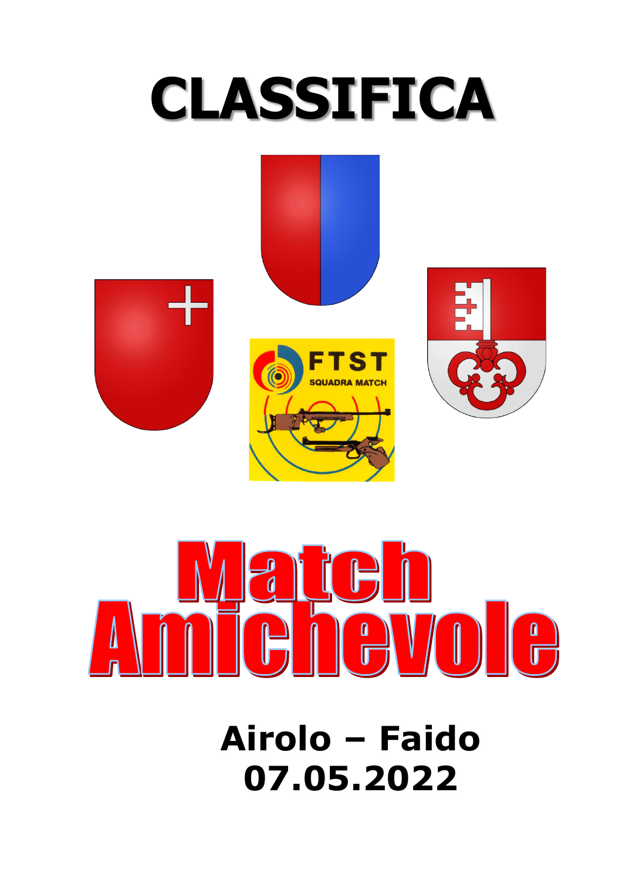# CLASSIFICA

FTST
SQUADRA MATCH

# Match Amichevole

**Airolo – Faido**
**07.05.2022**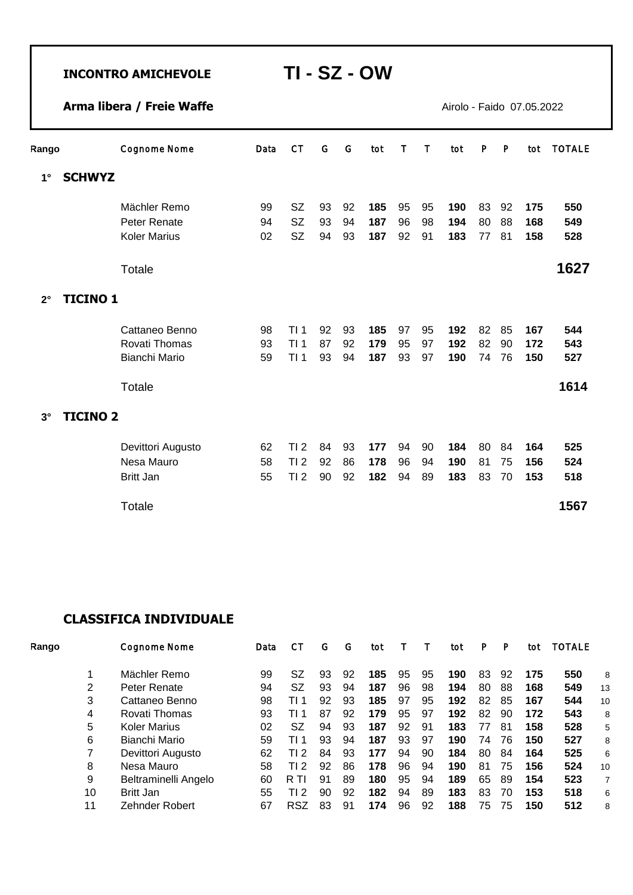**INCONTRO AMICHEVOLE** 

# TI - SZ - OW

**Arma libera / Freie Waffe** 

Airolo - Faido 07.05.2022

| Rango | | Cognome Nome | Data | CT | G | G | tot | T | T | tot | P | P | tot | TOTALE |
|---|---|---|---|---|---|---|---|---|---|---|---|---|---|---|
| 1° | **SCHWYZ** | | | | | | | | | | | | | |
| | | Mächler Remo | 99 | SZ | 93 | 92 | **185** | 95 | 95 | **190** | 83 | 92 | **175** | **550** |
| | | Peter Renate | 94 | SZ | 93 | 94 | **187** | 96 | 98 | **194** | 80 | 88 | **168** | **549** |
| | | Koler Marius | 02 | SZ | 94 | 93 | **187** | 92 | 91 | **183** | 77 | 81 | **158** | **528** |
| | | Totale | | | | | | | | | | | | **1627** |
| 2° | **TICINO 1** | | | | | | | | | | | | | |
| | | Cattaneo Benno | 98 | TI 1 | 92 | 93 | **185** | 97 | 95 | **192** | 82 | 85 | **167** | **544** |
| | | Rovati Thomas | 93 | TI 1 | 87 | 92 | **179** | 95 | 97 | **192** | 82 | 90 | **172** | **543** |
| | | Bianchi Mario | 59 | TI 1 | 93 | 94 | **187** | 93 | 97 | **190** | 74 | 76 | **150** | **527** |
| | | Totale | | | | | | | | | | | | **1614** |
| 3° | **TICINO 2** | | | | | | | | | | | | | |
| | | Devittori Augusto | 62 | TI 2 | 84 | 93 | **177** | 94 | 90 | **184** | 80 | 84 | **164** | **525** |
| | | Nesa Mauro | 58 | TI 2 | 92 | 86 | **178** | 96 | 94 | **190** | 81 | 75 | **156** | **524** |
| | | Britt Jan | 55 | TI 2 | 90 | 92 | **182** | 94 | 89 | **183** | 83 | 70 | **153** | **518** |
| | | Totale | | | | | | | | | | | | **1567** |

## CLASSIFICA INDIVIDUALE

| Rango | Cognome Nome | Data | CT | G | G | tot | T | T | tot | P | P | tot | TOTALE | |
|---|---|---|---|---|---|---|---|---|---|---|---|---|---|---|
| 1 | Mächler Remo | 99 | SZ | 93 | 92 | **185** | 95 | 95 | **190** | 83 | 92 | **175** | **550** | 8 |
| 2 | Peter Renate | 94 | SZ | 93 | 94 | **187** | 96 | 98 | **194** | 80 | 88 | **168** | **549** | 13 |
| 3 | Cattaneo Benno | 98 | TI 1 | 92 | 93 | **185** | 97 | 95 | **192** | 82 | 85 | **167** | **544** | 10 |
| 4 | Rovati Thomas | 93 | TI 1 | 87 | 92 | **179** | 95 | 97 | **192** | 82 | 90 | **172** | **543** | 8 |
| 5 | Koler Marius | 02 | SZ | 94 | 93 | **187** | 92 | 91 | **183** | 77 | 81 | **158** | **528** | 5 |
| 6 | Bianchi Mario | 59 | TI 1 | 93 | 94 | **187** | 93 | 97 | **190** | 74 | 76 | **150** | **527** | 8 |
| 7 | Devittori Augusto | 62 | TI 2 | 84 | 93 | **177** | 94 | 90 | **184** | 80 | 84 | **164** | **525** | 6 |
| 8 | Nesa Mauro | 58 | TI 2 | 92 | 86 | **178** | 96 | 94 | **190** | 81 | 75 | **156** | **524** | 10 |
| 9 | Beltraminelli Angelo | 60 | R TI | 91 | 89 | **180** | 95 | 94 | **189** | 65 | 89 | **154** | **523** | 7 |
| 10 | Britt Jan | 55 | TI 2 | 90 | 92 | **182** | 94 | 89 | **183** | 83 | 70 | **153** | **518** | 6 |
| 11 | Zehnder Robert | 67 | RSZ | 83 | 91 | **174** | 96 | 92 | **188** | 75 | 75 | **150** | **512** | 8 |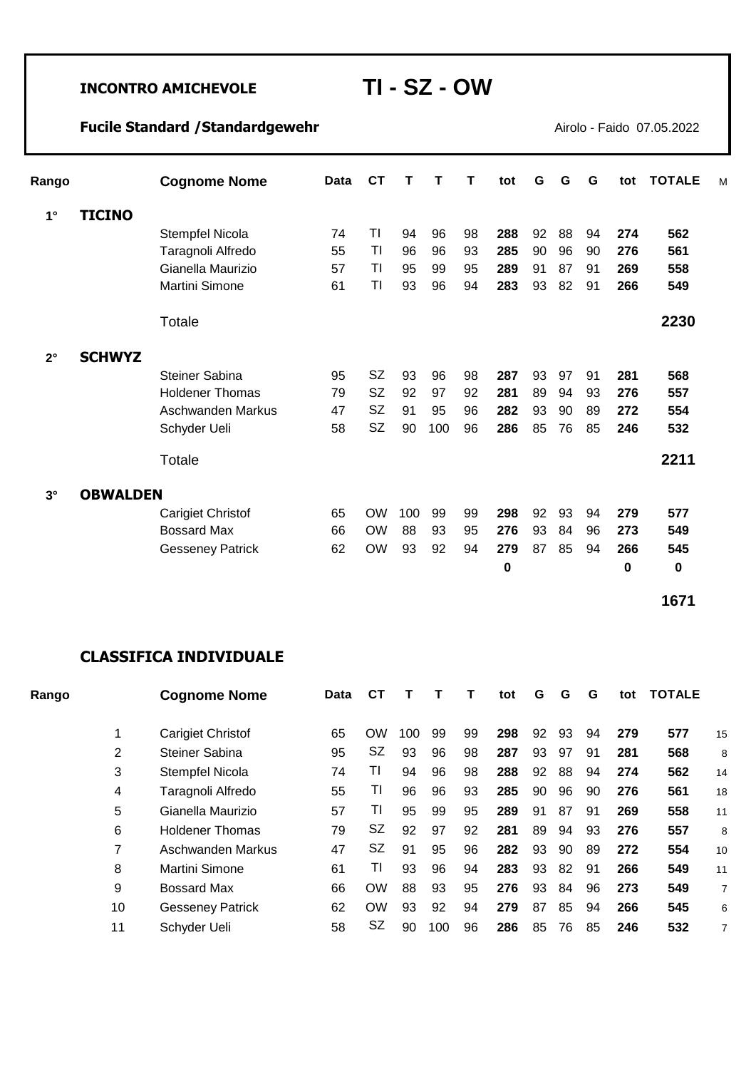**INCONTRO AMICHEVOLE** **TI - SZ - OW**

**Fucile Standard /Standardgewehr** Airolo - Faido 07.05.2022

| Rango | | Cognome Nome | Data | CT | T | T | T | tot | G | G | G | tot | TOTALE | M |
|---|---|---|---|---|---|---|---|---|---|---|---|---|---|---|
| 1° | **TICINO** | | | | | | | | | | | | | |
| | | Stempfel Nicola | 74 | TI | 94 | 96 | 98 | **288** | 92 | 88 | 94 | **274** | **562** | |
| | | Taragnoli Alfredo | 55 | TI | 96 | 96 | 93 | **285** | 90 | 96 | 90 | **276** | **561** | |
| | | Gianella Maurizio | 57 | TI | 95 | 99 | 95 | **289** | 91 | 87 | 91 | **269** | **558** | |
| | | Martini Simone | 61 | TI | 93 | 96 | 94 | **283** | 93 | 82 | 91 | **266** | **549** | |
| | | Totale | | | | | | | | | | | **2230** | |
| 2° | **SCHWYZ** | | | | | | | | | | | | | |
| | | Steiner Sabina | 95 | SZ | 93 | 96 | 98 | **287** | 93 | 97 | 91 | **281** | **568** | |
| | | Holdener Thomas | 79 | SZ | 92 | 97 | 92 | **281** | 89 | 94 | 93 | **276** | **557** | |
| | | Aschwanden Markus | 47 | SZ | 91 | 95 | 96 | **282** | 93 | 90 | 89 | **272** | **554** | |
| | | Schyder Ueli | 58 | SZ | 90 | 100 | 96 | **286** | 85 | 76 | 85 | **246** | **532** | |
| | | Totale | | | | | | | | | | | **2211** | |
| 3° | **OBWALDEN** | | | | | | | | | | | | | |
| | | Carigiet Christof | 65 | OW | 100 | 99 | 99 | **298** | 92 | 93 | 94 | **279** | **577** | |
| | | Bossard Max | 66 | OW | 88 | 93 | 95 | **276** | 93 | 84 | 96 | **273** | **549** | |
| | | Gesseney Patrick | 62 | OW | 93 | 92 | 94 | **279** | 87 | 85 | 94 | **266** | **545** | |
| | | | | | | | | **0** | | | | **0** | **0** | |
| | | | | | | | | | | | | | **1671** | |

## CLASSIFICA INDIVIDUALE

| Rango | | Cognome Nome | Data | CT | T | T | T | tot | G | G | G | tot | TOTALE | |
|---|---|---|---|---|---|---|---|---|---|---|---|---|---|---|
| | 1 | Carigiet Christof | 65 | OW | 100 | 99 | 99 | **298** | 92 | 93 | 94 | **279** | **577** | 15 |
| | 2 | Steiner Sabina | 95 | SZ | 93 | 96 | 98 | **287** | 93 | 97 | 91 | **281** | **568** | 8 |
| | 3 | Stempfel Nicola | 74 | TI | 94 | 96 | 98 | **288** | 92 | 88 | 94 | **274** | **562** | 14 |
| | 4 | Taragnoli Alfredo | 55 | TI | 96 | 96 | 93 | **285** | 90 | 96 | 90 | **276** | **561** | 18 |
| | 5 | Gianella Maurizio | 57 | TI | 95 | 99 | 95 | **289** | 91 | 87 | 91 | **269** | **558** | 11 |
| | 6 | Holdener Thomas | 79 | SZ | 92 | 97 | 92 | **281** | 89 | 94 | 93 | **276** | **557** | 8 |
| | 7 | Aschwanden Markus | 47 | SZ | 91 | 95 | 96 | **282** | 93 | 90 | 89 | **272** | **554** | 10 |
| | 8 | Martini Simone | 61 | TI | 93 | 96 | 94 | **283** | 93 | 82 | 91 | **266** | **549** | 11 |
| | 9 | Bossard Max | 66 | OW | 88 | 93 | 95 | **276** | 93 | 84 | 96 | **273** | **549** | 7 |
| | 10 | Gesseney Patrick | 62 | OW | 93 | 92 | 94 | **279** | 87 | 85 | 94 | **266** | **545** | 6 |
| | 11 | Schyder Ueli | 58 | SZ | 90 | 100 | 96 | **286** | 85 | 76 | 85 | **246** | **532** | 7 |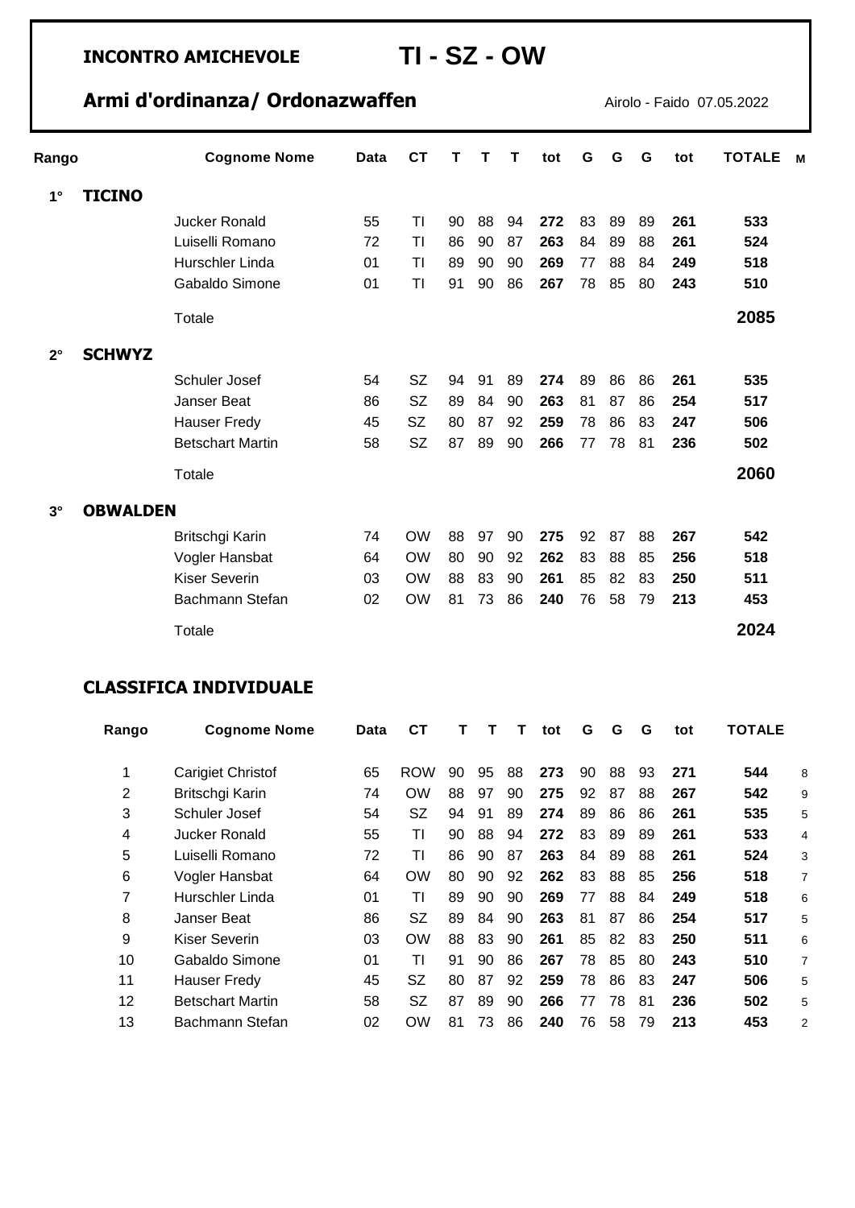**INCONTRO AMICHEVOLE** **TI - SZ - OW**

**Armi d'ordinanza/ Ordonazwaffen**

Airolo - Faido 07.05.2022

| Rango | | Cognome Nome | Data | CT | T | T | T | tot | G | G | G | tot | TOTALE | M |
|---|---|---|---|---|---|---|---|---|---|---|---|---|---|---|
| 1° | **TICINO** | | | | | | | | | | | | | |
| | | Jucker Ronald | 55 | TI | 90 | 88 | 94 | **272** | 83 | 89 | 89 | **261** | **533** | |
| | | Luiselli Romano | 72 | TI | 86 | 90 | 87 | **263** | 84 | 89 | 88 | **261** | **524** | |
| | | Hurschler Linda | 01 | TI | 89 | 90 | 90 | **269** | 77 | 88 | 84 | **249** | **518** | |
| | | Gabaldo Simone | 01 | TI | 91 | 90 | 86 | **267** | 78 | 85 | 80 | **243** | **510** | |
| | | Totale | | | | | | | | | | | **2085** | |
| 2° | **SCHWYZ** | | | | | | | | | | | | | |
| | | Schuler Josef | 54 | SZ | 94 | 91 | 89 | **274** | 89 | 86 | 86 | **261** | **535** | |
| | | Janser Beat | 86 | SZ | 89 | 84 | 90 | **263** | 81 | 87 | 86 | **254** | **517** | |
| | | Hauser Fredy | 45 | SZ | 80 | 87 | 92 | **259** | 78 | 86 | 83 | **247** | **506** | |
| | | Betschart Martin | 58 | SZ | 87 | 89 | 90 | **266** | 77 | 78 | 81 | **236** | **502** | |
| | | Totale | | | | | | | | | | | **2060** | |
| 3° | **OBWALDEN** | | | | | | | | | | | | | |
| | | Britschgi Karin | 74 | OW | 88 | 97 | 90 | **275** | 92 | 87 | 88 | **267** | **542** | |
| | | Vogler Hansbat | 64 | OW | 80 | 90 | 92 | **262** | 83 | 88 | 85 | **256** | **518** | |
| | | Kiser Severin | 03 | OW | 88 | 83 | 90 | **261** | 85 | 82 | 83 | **250** | **511** | |
| | | Bachmann Stefan | 02 | OW | 81 | 73 | 86 | **240** | 76 | 58 | 79 | **213** | **453** | |
| | | Totale | | | | | | | | | | | **2024** | |

## CLASSIFICA INDIVIDUALE

| Rango | Cognome Nome | Data | CT | T | T | T | tot | G | G | G | tot | TOTALE | |
|---|---|---|---|---|---|---|---|---|---|---|---|---|---|
| 1 | Carigiet Christof | 65 | ROW | 90 | 95 | 88 | **273** | 90 | 88 | 93 | **271** | **544** | 8 |
| 2 | Britschgi Karin | 74 | OW | 88 | 97 | 90 | **275** | 92 | 87 | 88 | **267** | **542** | 9 |
| 3 | Schuler Josef | 54 | SZ | 94 | 91 | 89 | **274** | 89 | 86 | 86 | **261** | **535** | 5 |
| 4 | Jucker Ronald | 55 | TI | 90 | 88 | 94 | **272** | 83 | 89 | 89 | **261** | **533** | 4 |
| 5 | Luiselli Romano | 72 | TI | 86 | 90 | 87 | **263** | 84 | 89 | 88 | **261** | **524** | 3 |
| 6 | Vogler Hansbat | 64 | OW | 80 | 90 | 92 | **262** | 83 | 88 | 85 | **256** | **518** | 7 |
| 7 | Hurschler Linda | 01 | TI | 89 | 90 | 90 | **269** | 77 | 88 | 84 | **249** | **518** | 6 |
| 8 | Janser Beat | 86 | SZ | 89 | 84 | 90 | **263** | 81 | 87 | 86 | **254** | **517** | 5 |
| 9 | Kiser Severin | 03 | OW | 88 | 83 | 90 | **261** | 85 | 82 | 83 | **250** | **511** | 6 |
| 10 | Gabaldo Simone | 01 | TI | 91 | 90 | 86 | **267** | 78 | 85 | 80 | **243** | **510** | 7 |
| 11 | Hauser Fredy | 45 | SZ | 80 | 87 | 92 | **259** | 78 | 86 | 83 | **247** | **506** | 5 |
| 12 | Betschart Martin | 58 | SZ | 87 | 89 | 90 | **266** | 77 | 78 | 81 | **236** | **502** | 5 |
| 13 | Bachmann Stefan | 02 | OW | 81 | 73 | 86 | **240** | 76 | 58 | 79 | **213** | **453** | 2 |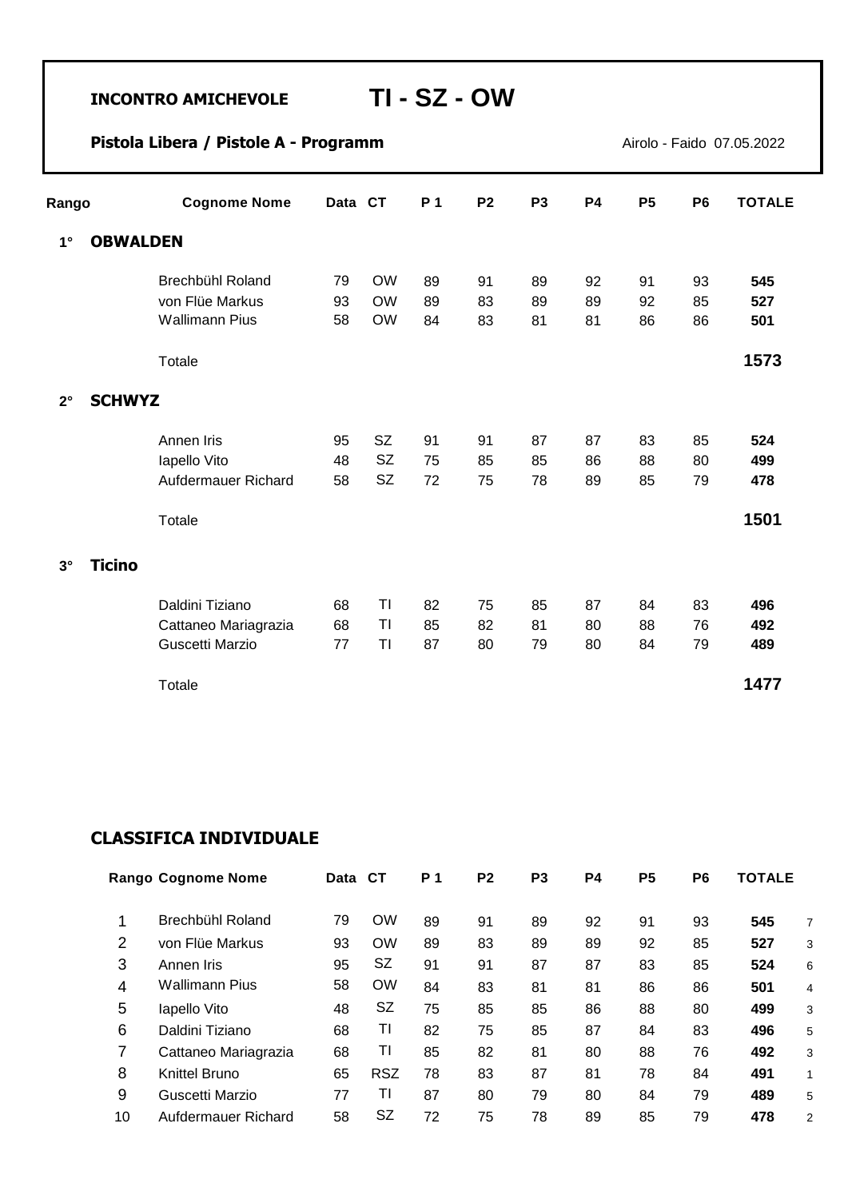**INCONTRO AMICHEVOLE** **TI - SZ - OW**

**Pistola Libera / Pistole A - Programm**

Airolo - Faido 07.05.2022

| Rango | | Cognome Nome | Data | CT | P 1 | P2 | P3 | P4 | P5 | P6 | TOTALE |
|---|---|---|---|---|---|---|---|---|---|---|---|
| **1°** | **OBWALDEN** | | | | | | | | | | |
| | | Brechbühl Roland | 79 | OW | 89 | 91 | 89 | 92 | 91 | 93 | **545** |
| | | von Flüe Markus | 93 | OW | 89 | 83 | 89 | 89 | 92 | 85 | **527** |
| | | Wallimann Pius | 58 | OW | 84 | 83 | 81 | 81 | 86 | 86 | **501** |
| | | Totale | | | | | | | | | **1573** |
| **2°** | **SCHWYZ** | | | | | | | | | | |
| | | Annen Iris | 95 | SZ | 91 | 91 | 87 | 87 | 83 | 85 | **524** |
| | | Iapello Vito | 48 | SZ | 75 | 85 | 85 | 86 | 88 | 80 | **499** |
| | | Aufdermauer Richard | 58 | SZ | 72 | 75 | 78 | 89 | 85 | 79 | **478** |
| | | Totale | | | | | | | | | **1501** |
| **3°** | **Ticino** | | | | | | | | | | |
| | | Daldini Tiziano | 68 | TI | 82 | 75 | 85 | 87 | 84 | 83 | **496** |
| | | Cattaneo Mariagrazia | 68 | TI | 85 | 82 | 81 | 80 | 88 | 76 | **492** |
| | | Guscetti Marzio | 77 | TI | 87 | 80 | 79 | 80 | 84 | 79 | **489** |
| | | Totale | | | | | | | | | **1477** |

## CLASSIFICA INDIVIDUALE

| Rango | Cognome Nome | Data | CT | P 1 | P2 | P3 | P4 | P5 | P6 | TOTALE | |
|---|---|---|---|---|---|---|---|---|---|---|---|
| 1 | Brechbühl Roland | 79 | OW | 89 | 91 | 89 | 92 | 91 | 93 | **545** | 7 |
| 2 | von Flüe Markus | 93 | OW | 89 | 83 | 89 | 89 | 92 | 85 | **527** | 3 |
| 3 | Annen Iris | 95 | SZ | 91 | 91 | 87 | 87 | 83 | 85 | **524** | 6 |
| 4 | Wallimann Pius | 58 | OW | 84 | 83 | 81 | 81 | 86 | 86 | **501** | 4 |
| 5 | Iapello Vito | 48 | SZ | 75 | 85 | 85 | 86 | 88 | 80 | **499** | 3 |
| 6 | Daldini Tiziano | 68 | TI | 82 | 75 | 85 | 87 | 84 | 83 | **496** | 5 |
| 7 | Cattaneo Mariagrazia | 68 | TI | 85 | 82 | 81 | 80 | 88 | 76 | **492** | 3 |
| 8 | Knittel Bruno | 65 | RSZ | 78 | 83 | 87 | 81 | 78 | 84 | **491** | 1 |
| 9 | Guscetti Marzio | 77 | TI | 87 | 80 | 79 | 80 | 84 | 79 | **489** | 5 |
| 10 | Aufdermauer Richard | 58 | SZ | 72 | 75 | 78 | 89 | 85 | 79 | **478** | 2 |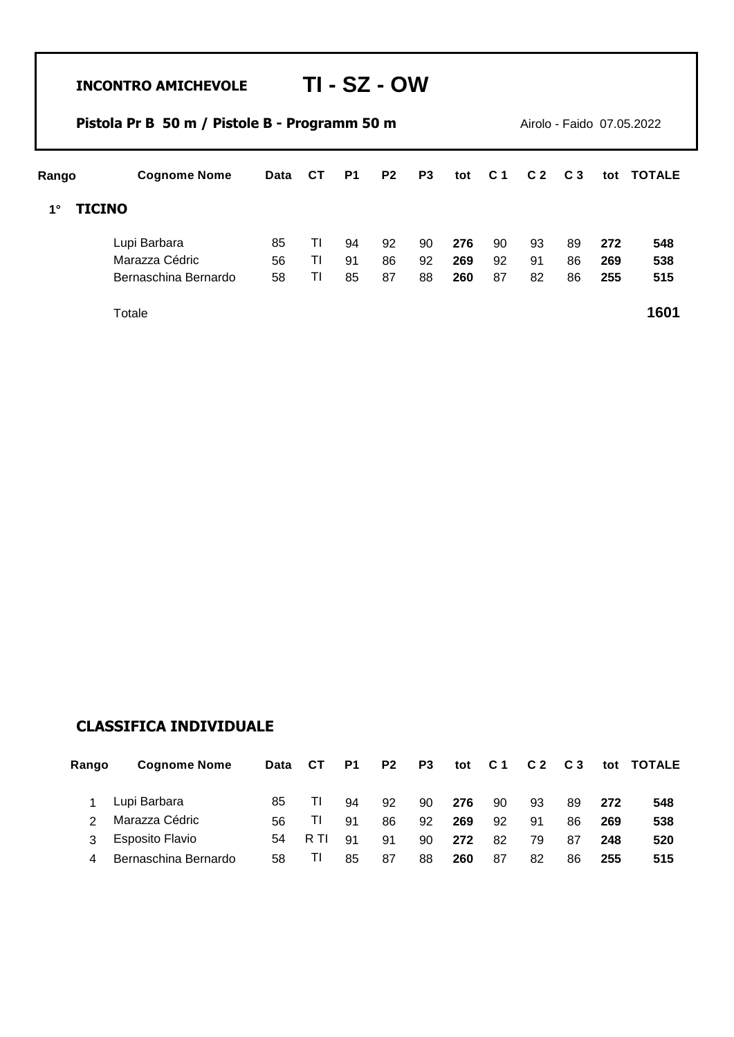**INCONTRO AMICHEVOLE** **TI - SZ - OW**

**Pistola Pr B 50 m / Pistole B - Programm 50 m** Airolo - Faido 07.05.2022

| Rango | | Cognome Nome | Data | CT | P1 | P2 | P3 | tot | C 1 | C 2 | C 3 | tot | TOTALE |
|---|---|---|---|---|---|---|---|---|---|---|---|---|---|
| 1° | **TICINO** | | | | | | | | | | | | |
| | | Lupi Barbara | 85 | TI | 94 | 92 | 90 | **276** | 90 | 93 | 89 | **272** | **548** |
| | | Marazza Cédric | 56 | TI | 91 | 86 | 92 | **269** | 92 | 91 | 86 | **269** | **538** |
| | | Bernaschina Bernardo | 58 | TI | 85 | 87 | 88 | **260** | 87 | 82 | 86 | **255** | **515** |
| | | Totale | | | | | | | | | | | **1601** |

## CLASSIFICA INDIVIDUALE

| Rango | Cognome Nome | Data | CT | P1 | P2 | P3 | tot | C 1 | C 2 | C 3 | tot | TOTALE |
|---|---|---|---|---|---|---|---|---|---|---|---|---|
| 1 | Lupi Barbara | 85 | TI | 94 | 92 | 90 | **276** | 90 | 93 | 89 | **272** | **548** |
| 2 | Marazza Cédric | 56 | TI | 91 | 86 | 92 | **269** | 92 | 91 | 86 | **269** | **538** |
| 3 | Esposito Flavio | 54 | R TI | 91 | 91 | 90 | **272** | 82 | 79 | 87 | **248** | **520** |
| 4 | Bernaschina Bernardo | 58 | TI | 85 | 87 | 88 | **260** | 87 | 82 | 86 | **255** | **515** |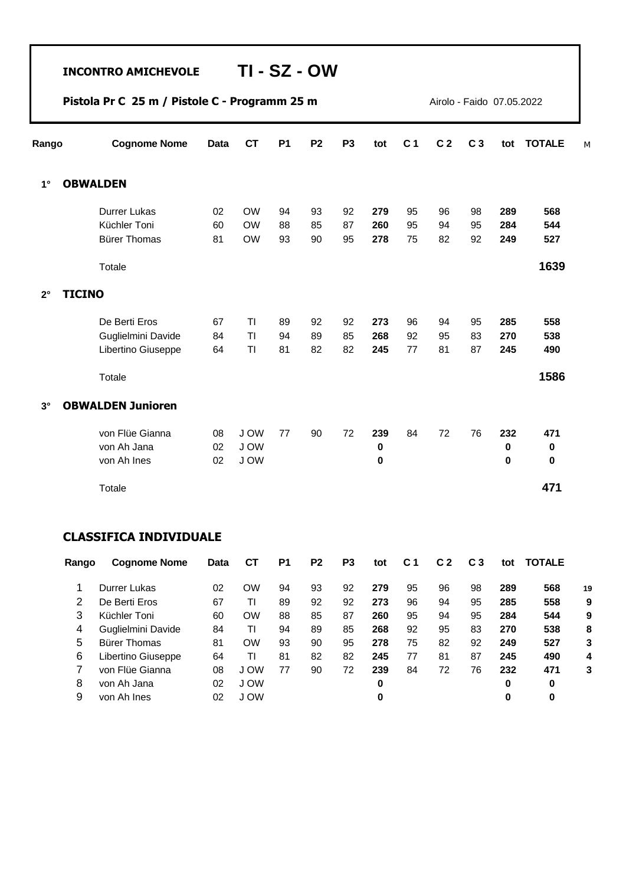**INCONTRO AMICHEVOLE** **TI - SZ - OW**

**Pistola Pr C 25 m / Pistole C - Programm 25 m**

Airolo - Faido 07.05.2022

| Rango | | Cognome Nome | Data | CT | P1 | P2 | P3 | tot | C 1 | C 2 | C 3 | tot | TOTALE | M |
|---|---|---|---|---|---|---|---|---|---|---|---|---|---|---|
| 1° | **OBWALDEN** | | | | | | | | | | | | | |
| | | Durrer Lukas | 02 | OW | 94 | 93 | 92 | **279** | 95 | 96 | 98 | **289** | **568** | |
| | | Küchler Toni | 60 | OW | 88 | 85 | 87 | **260** | 95 | 94 | 95 | **284** | **544** | |
| | | Bürer Thomas | 81 | OW | 93 | 90 | 95 | **278** | 75 | 82 | 92 | **249** | **527** | |
| | | Totale | | | | | | | | | | | **1639** | |
| 2° | **TICINO** | | | | | | | | | | | | | |
| | | De Berti Eros | 67 | TI | 89 | 92 | 92 | **273** | 96 | 94 | 95 | **285** | **558** | |
| | | Guglielmini Davide | 84 | TI | 94 | 89 | 85 | **268** | 92 | 95 | 83 | **270** | **538** | |
| | | Libertino Giuseppe | 64 | TI | 81 | 82 | 82 | **245** | 77 | 81 | 87 | **245** | **490** | |
| | | Totale | | | | | | | | | | | **1586** | |
| 3° | **OBWALDEN Junioren** | | | | | | | | | | | | | |
| | | von Flüe Gianna | 08 | J OW | 77 | 90 | 72 | **239** | 84 | 72 | 76 | **232** | **471** | |
| | | von Ah Jana | 02 | J OW | | | | **0** | | | | **0** | **0** | |
| | | von Ah Ines | 02 | J OW | | | | **0** | | | | **0** | **0** | |
| | | Totale | | | | | | | | | | | **471** | |

## CLASSIFICA INDIVIDUALE

| Rango | Cognome Nome | Data | CT | P1 | P2 | P3 | tot | C 1 | C 2 | C 3 | tot | TOTALE | |
|---|---|---|---|---|---|---|---|---|---|---|---|---|---|
| 1 | Durrer Lukas | 02 | OW | 94 | 93 | 92 | **279** | 95 | 96 | 98 | **289** | **568** | **19** |
| 2 | De Berti Eros | 67 | TI | 89 | 92 | 92 | **273** | 96 | 94 | 95 | **285** | **558** | **9** |
| 3 | Küchler Toni | 60 | OW | 88 | 85 | 87 | **260** | 95 | 94 | 95 | **284** | **544** | **9** |
| 4 | Guglielmini Davide | 84 | TI | 94 | 89 | 85 | **268** | 92 | 95 | 83 | **270** | **538** | **8** |
| 5 | Bürer Thomas | 81 | OW | 93 | 90 | 95 | **278** | 75 | 82 | 92 | **249** | **527** | **3** |
| 6 | Libertino Giuseppe | 64 | TI | 81 | 82 | 82 | **245** | 77 | 81 | 87 | **245** | **490** | **4** |
| 7 | von Flüe Gianna | 08 | J OW | 77 | 90 | 72 | **239** | 84 | 72 | 76 | **232** | **471** | **3** |
| 8 | von Ah Jana | 02 | J OW | | | | **0** | | | | **0** | **0** | |
| 9 | von Ah Ines | 02 | J OW | | | | **0** | | | | **0** | **0** | |